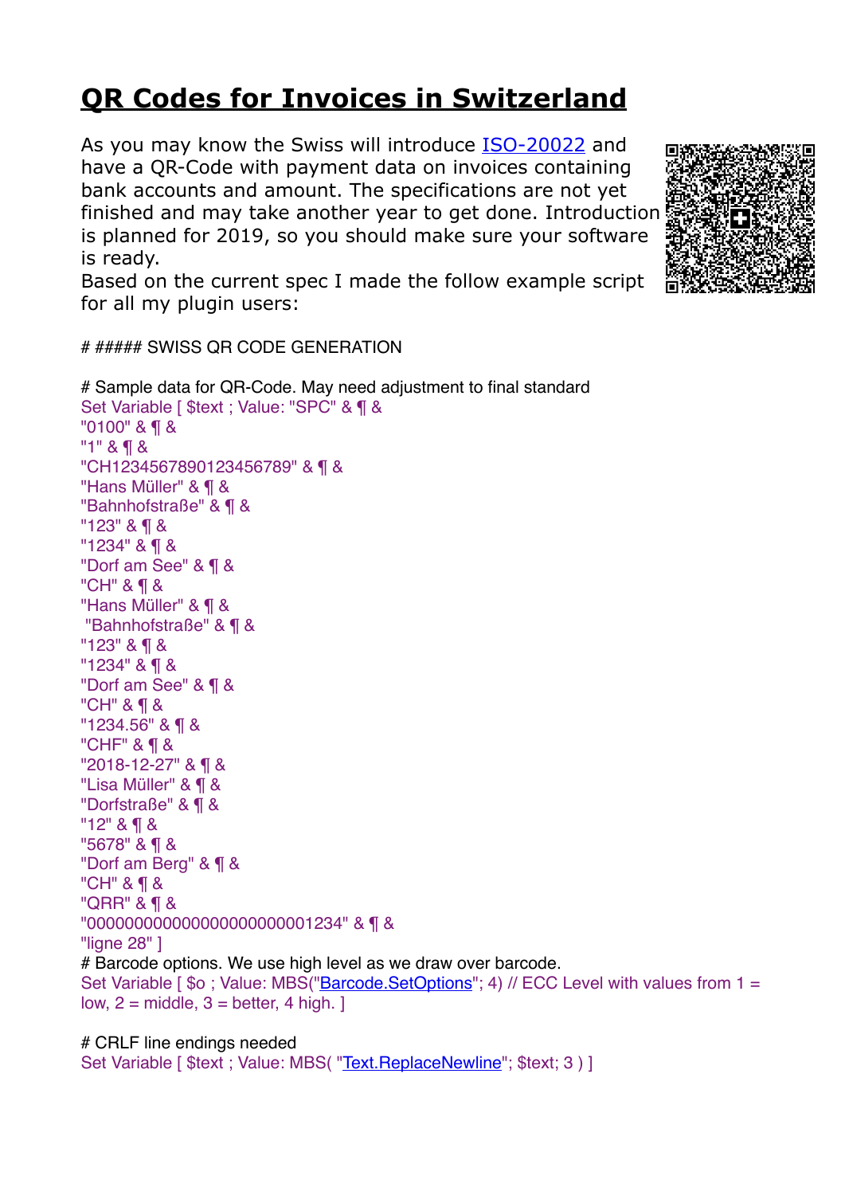# QR Codes for Invoices in Switzerland

As you may know the Swiss will introduce ISO-20022 and have a QR-Code with payment data on invoices containing bank accounts and amount. The specifications are not yet finished and may take another year to get done. Introduction is planned for 2019, so you should make sure your software is ready.
Based on the current spec I made the follow example script for all my plugin users:

```
# ##### SWISS QR CODE GENERATION

# Sample data for QR-Code. May need adjustment to final standard
Set Variable [ $text ; Value: "SPC" & ¶ &
"0100" & ¶ &
"1" & ¶ &
"CH1234567890123456789" & ¶ &
"Hans Müller" & ¶ &
"Bahnhofstraße" & ¶ &
"123" & ¶ &
"1234" & ¶ &
"Dorf am See" & ¶ &
"CH" & ¶ &
"Hans Müller" & ¶ &
 "Bahnhofstraße" & ¶ &
"123" & ¶ &
"1234" & ¶ &
"Dorf am See" & ¶ &
"CH" & ¶ &
"1234.56" & ¶ &
"CHF" & ¶ &
"2018-12-27" & ¶ &
"Lisa Müller" & ¶ &
"Dorfstraße" & ¶ &
"12" & ¶ &
"5678" & ¶ &
"Dorf am Berg" & ¶ &
"CH" & ¶ &
"QRR" & ¶ &
"000000000000000000000001234" & ¶ &
"ligne 28" ]
# Barcode options. We use high level as we draw over barcode.
Set Variable [ $o ; Value: MBS("Barcode.SetOptions"; 4) // ECC Level with values from 1 = low, 2 = middle, 3 = better, 4 high. ]

# CRLF line endings needed
Set Variable [ $text ; Value: MBS( "Text.ReplaceNewline"; $text; 3 ) ]
```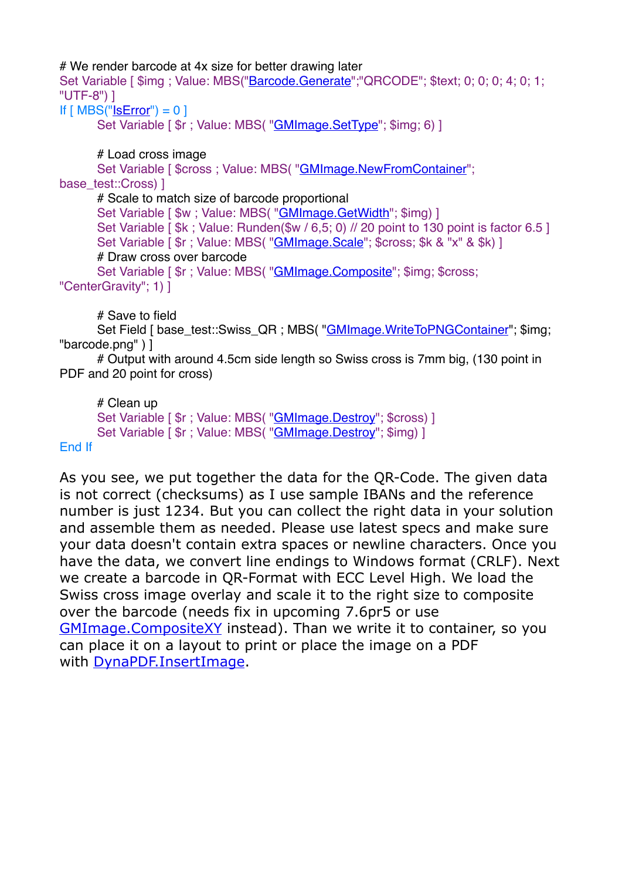```
# We render barcode at 4x size for better drawing later
Set Variable [ $img ; Value: MBS("Barcode.Generate";"QRCODE"; $text; 0; 0; 0; 4; 0; 1;
"UTF-8") ]
If [ MBS("IsError") = 0 ]
	Set Variable [ $r ; Value: MBS( "GMImage.SetType"; $img; 6) ]

	# Load cross image
	Set Variable [ $cross ; Value: MBS( "GMImage.NewFromContainer";
base_test::Cross) ]
	# Scale to match size of barcode proportional
	Set Variable [ $w ; Value: MBS( "GMImage.GetWidth"; $img) ]
	Set Variable [ $k ; Value: Runden($w / 6,5; 0) // 20 point to 130 point is factor 6.5 ]
	Set Variable [ $r ; Value: MBS( "GMImage.Scale"; $cross; $k & "x" & $k) ]
	# Draw cross over barcode
	Set Variable [ $r ; Value: MBS( "GMImage.Composite"; $img; $cross;
"CenterGravity"; 1) ]

	# Save to field
	Set Field [ base_test::Swiss_QR ; MBS( "GMImage.WriteToPNGContainer"; $img;
"barcode.png" ) ]
	# Output with around 4.5cm side length so Swiss cross is 7mm big, (130 point in
PDF and 20 point for cross)

	# Clean up
	Set Variable [ $r ; Value: MBS( "GMImage.Destroy"; $cross) ]
	Set Variable [ $r ; Value: MBS( "GMImage.Destroy"; $img) ]
End If
```

As you see, we put together the data for the QR-Code. The given data is not correct (checksums) as I use sample IBANs and the reference number is just 1234. But you can collect the right data in your solution and assemble them as needed. Please use latest specs and make sure your data doesn't contain extra spaces or newline characters. Once you have the data, we convert line endings to Windows format (CRLF). Next we create a barcode in QR-Format with ECC Level High. We load the Swiss cross image overlay and scale it to the right size to composite over the barcode (needs fix in upcoming 7.6pr5 or use GMImage.CompositeXY instead). Than we write it to container, so you can place it on a layout to print or place the image on a PDF with DynaPDF.InsertImage.